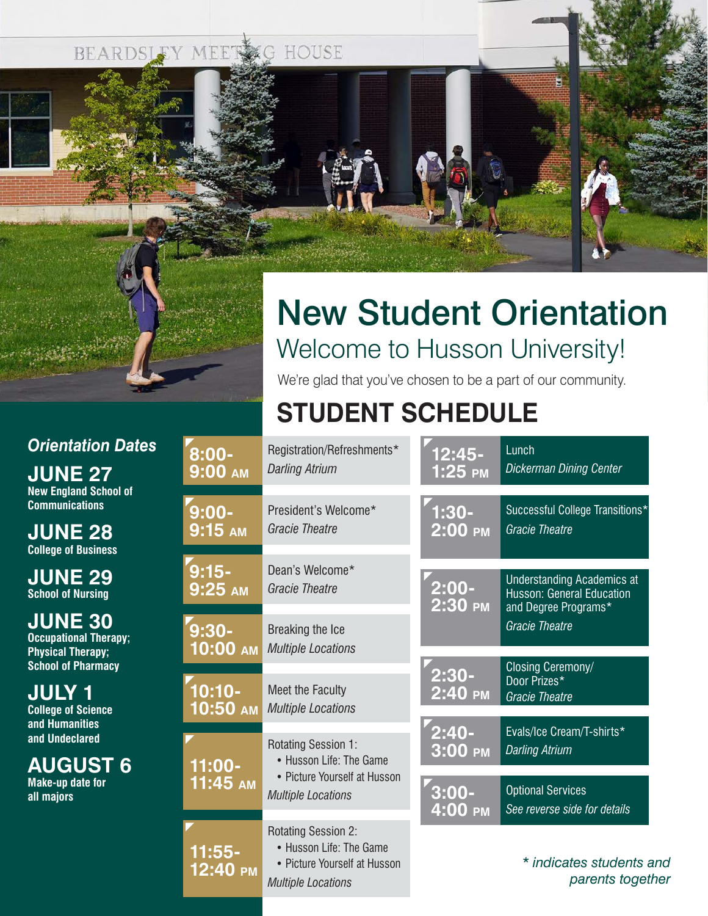# New Student Orientation

## Welcome to Husson University!

We're glad that you've chosen to be a part of our community.

## STUDENT SCHEDULE

### *Orientation Dates*

**JUNE 27**
New England School of Communications

**JUNE 28**
College of Business

**JUNE 29**
School of Nursing

**JUNE 30**
Occupational Therapy; Physical Therapy; School of Pharmacy

**JULY 1**
College of Science and Humanities and Undeclared

**AUGUST 6**
Make-up date for all majors

| Time | Event | Location |
|---|---|---|
| 8:00-9:00 AM | Registration/Refreshments* | *Darling Atrium* |
| 9:00-9:15 AM | President's Welcome* | *Gracie Theatre* |
| 9:15-9:25 AM | Dean's Welcome* | *Gracie Theatre* |
| 9:30-10:00 AM | Breaking the Ice | *Multiple Locations* |
| 10:10-10:50 AM | Meet the Faculty | *Multiple Locations* |
| 11:00-11:45 AM | Rotating Session 1: • Husson Life: The Game • Picture Yourself at Husson | *Multiple Locations* |
| 11:55-12:40 PM | Rotating Session 2: • Husson Life: The Game • Picture Yourself at Husson | *Multiple Locations* |
| 12:45-1:25 PM | Lunch | *Dickerman Dining Center* |
| 1:30-2:00 PM | Successful College Transitions* | *Gracie Theatre* |
| 2:00-2:30 PM | Understanding Academics at Husson: General Education and Degree Programs* | *Gracie Theatre* |
| 2:30-2:40 PM | Closing Ceremony/Door Prizes* | *Gracie Theatre* |
| 2:40-3:00 PM | Evals/Ice Cream/T-shirts* | *Darling Atrium* |
| 3:00-4:00 PM | Optional Services | *See reverse side for details* |

*\* indicates students and parents together*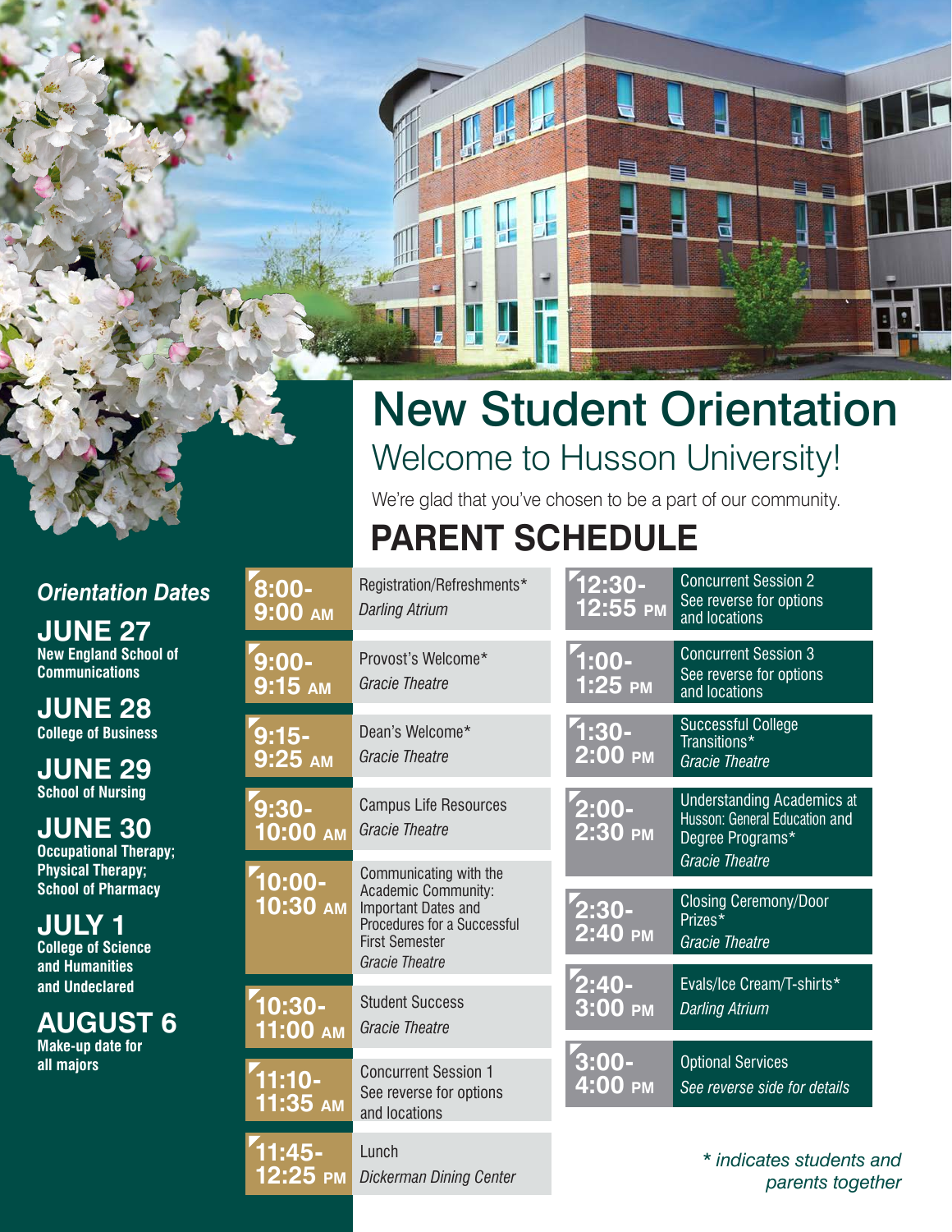# New Student Orientation

## Welcome to Husson University!

We're glad that you've chosen to be a part of our community.

## PARENT SCHEDULE

### *Orientation Dates*

**JUNE 27**
**New England School of Communications**

**JUNE 28**
**College of Business**

**JUNE 29**
**School of Nursing**

**JUNE 30**
**Occupational Therapy; Physical Therapy; School of Pharmacy**

**JULY 1**
**College of Science and Humanities and Undeclared**

**AUGUST 6**
**Make-up date for all majors**

| Time | Event |
|---|---|
| **8:00-9:00 AM** | Registration/Refreshments* *Darling Atrium* |
| **9:00-9:15 AM** | Provost's Welcome* *Gracie Theatre* |
| **9:15-9:25 AM** | Dean's Welcome* *Gracie Theatre* |
| **9:30-10:00 AM** | Campus Life Resources *Gracie Theatre* |
| **10:00-10:30 AM** | Communicating with the Academic Community: Important Dates and Procedures for a Successful First Semester *Gracie Theatre* |
| **10:30-11:00 AM** | Student Success *Gracie Theatre* |
| **11:10-11:35 AM** | Concurrent Session 1 See reverse for options and locations |
| **11:45-12:25 PM** | Lunch *Dickerman Dining Center* |
| **12:30-12:55 PM** | Concurrent Session 2 See reverse for options and locations |
| **1:00-1:25 PM** | Concurrent Session 3 See reverse for options and locations |
| **1:30-2:00 PM** | Successful College Transitions* *Gracie Theatre* |
| **2:00-2:30 PM** | Understanding Academics at Husson: General Education and Degree Programs* *Gracie Theatre* |
| **2:30-2:40 PM** | Closing Ceremony/Door Prizes* *Gracie Theatre* |
| **2:40-3:00 PM** | Evals/Ice Cream/T-shirts* *Darling Atrium* |
| **3:00-4:00 PM** | Optional Services *See reverse side for details* |

*\* indicates students and parents together*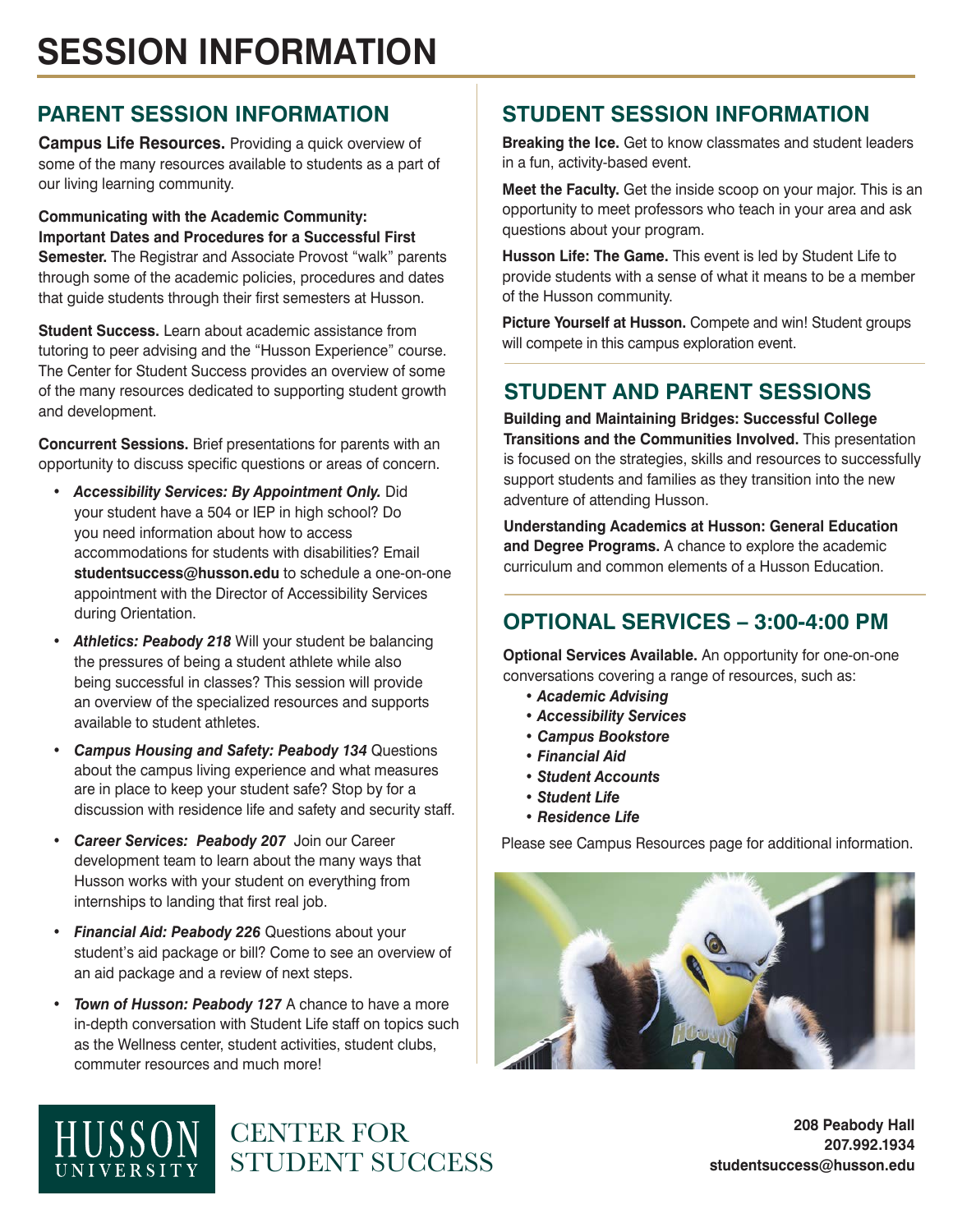# SESSION INFORMATION

## PARENT SESSION INFORMATION

**Campus Life Resources.** Providing a quick overview of some of the many resources available to students as a part of our living learning community.

**Communicating with the Academic Community: Important Dates and Procedures for a Successful First Semester.** The Registrar and Associate Provost "walk" parents through some of the academic policies, procedures and dates that guide students through their first semesters at Husson.

**Student Success.** Learn about academic assistance from tutoring to peer advising and the "Husson Experience" course. The Center for Student Success provides an overview of some of the many resources dedicated to supporting student growth and development.

**Concurrent Sessions.** Brief presentations for parents with an opportunity to discuss specific questions or areas of concern.

- ***Accessibility Services: By Appointment Only.*** Did your student have a 504 or IEP in high school? Do you need information about how to access accommodations for students with disabilities? Email **studentsuccess@husson.edu** to schedule a one-on-one appointment with the Director of Accessibility Services during Orientation.
- ***Athletics: Peabody 218*** Will your student be balancing the pressures of being a student athlete while also being successful in classes? This session will provide an overview of the specialized resources and supports available to student athletes.
- ***Campus Housing and Safety: Peabody 134*** Questions about the campus living experience and what measures are in place to keep your student safe? Stop by for a discussion with residence life and safety and security staff.
- ***Career Services: Peabody 207*** Join our Career development team to learn about the many ways that Husson works with your student on everything from internships to landing that first real job.
- ***Financial Aid: Peabody 226*** Questions about your student's aid package or bill? Come to see an overview of an aid package and a review of next steps.
- ***Town of Husson: Peabody 127*** A chance to have a more in-depth conversation with Student Life staff on topics such as the Wellness center, student activities, student clubs, commuter resources and much more!

## STUDENT SESSION INFORMATION

**Breaking the Ice.** Get to know classmates and student leaders in a fun, activity-based event.

**Meet the Faculty.** Get the inside scoop on your major. This is an opportunity to meet professors who teach in your area and ask questions about your program.

**Husson Life: The Game.** This event is led by Student Life to provide students with a sense of what it means to be a member of the Husson community.

**Picture Yourself at Husson.** Compete and win! Student groups will compete in this campus exploration event.

## STUDENT AND PARENT SESSIONS

**Building and Maintaining Bridges: Successful College Transitions and the Communities Involved.** This presentation is focused on the strategies, skills and resources to successfully support students and families as they transition into the new adventure of attending Husson.

**Understanding Academics at Husson: General Education and Degree Programs.** A chance to explore the academic curriculum and common elements of a Husson Education.

## OPTIONAL SERVICES – 3:00-4:00 PM

**Optional Services Available.** An opportunity for one-on-one conversations covering a range of resources, such as:

- ***Academic Advising***
- ***Accessibility Services***
- ***Campus Bookstore***
- ***Financial Aid***
- ***Student Accounts***
- ***Student Life***
- ***Residence Life***

Please see Campus Resources page for additional information.

HUSSON UNIVERSITY
CENTER FOR STUDENT SUCCESS

**208 Peabody Hall**
**207.992.1934**
**studentsuccess@husson.edu**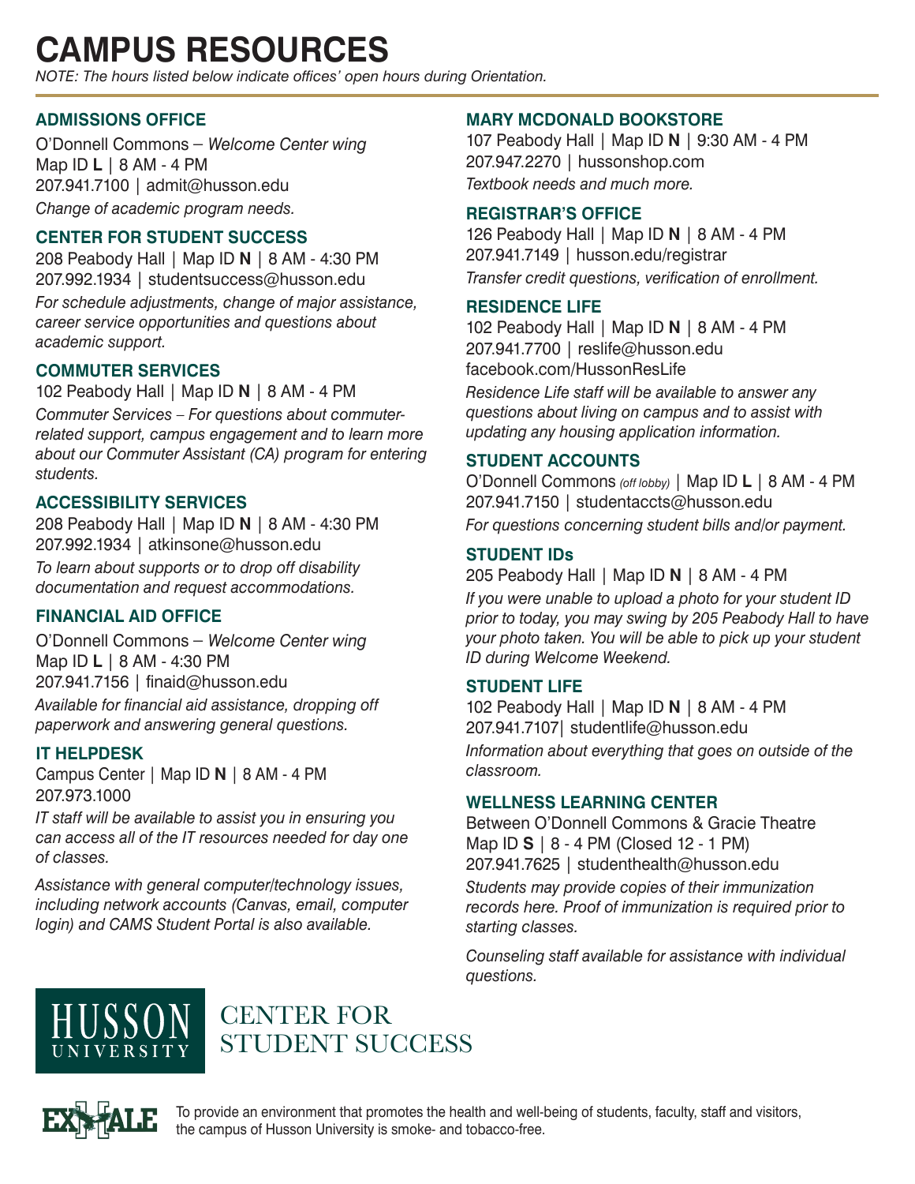# CAMPUS RESOURCES

*NOTE: The hours listed below indicate offices' open hours during Orientation.*

## ADMISSIONS OFFICE

O'Donnell Commons – *Welcome Center wing*
Map ID **L** | 8 AM - 4 PM
207.941.7100 | admit@husson.edu

*Change of academic program needs.*

## CENTER FOR STUDENT SUCCESS

208 Peabody Hall | Map ID **N** | 8 AM - 4:30 PM
207.992.1934 | studentsuccess@husson.edu

*For schedule adjustments, change of major assistance, career service opportunities and questions about academic support.*

## COMMUTER SERVICES

102 Peabody Hall | Map ID **N** | 8 AM - 4 PM

*Commuter Services – For questions about commuter-related support, campus engagement and to learn more about our Commuter Assistant (CA) program for entering students.*

## ACCESSIBILITY SERVICES

208 Peabody Hall | Map ID **N** | 8 AM - 4:30 PM
207.992.1934 | atkinsone@husson.edu

*To learn about supports or to drop off disability documentation and request accommodations.*

## FINANCIAL AID OFFICE

O'Donnell Commons – *Welcome Center wing*
Map ID **L** | 8 AM - 4:30 PM
207.941.7156 | finaid@husson.edu

*Available for financial aid assistance, dropping off paperwork and answering general questions.*

## IT HELPDESK

Campus Center | Map ID **N** | 8 AM - 4 PM
207.973.1000

*IT staff will be available to assist you in ensuring you can access all of the IT resources needed for day one of classes.*

*Assistance with general computer/technology issues, including network accounts (Canvas, email, computer login) and CAMS Student Portal is also available.*

## MARY MCDONALD BOOKSTORE

107 Peabody Hall | Map ID **N** | 9:30 AM - 4 PM
207.947.2270 | hussonshop.com

*Textbook needs and much more.*

## REGISTRAR'S OFFICE

126 Peabody Hall | Map ID **N** | 8 AM - 4 PM
207.941.7149 | husson.edu/registrar

*Transfer credit questions, verification of enrollment.*

## RESIDENCE LIFE

102 Peabody Hall | Map ID **N** | 8 AM - 4 PM
207.941.7700 | reslife@husson.edu
facebook.com/HussonResLife

*Residence Life staff will be available to answer any questions about living on campus and to assist with updating any housing application information.*

## STUDENT ACCOUNTS

O'Donnell Commons *(off lobby)* | Map ID **L** | 8 AM - 4 PM
207.941.7150 | studentaccts@husson.edu

*For questions concerning student bills and/or payment.*

## STUDENT IDs

205 Peabody Hall | Map ID **N** | 8 AM - 4 PM

*If you were unable to upload a photo for your student ID prior to today, you may swing by 205 Peabody Hall to have your photo taken. You will be able to pick up your student ID during Welcome Weekend.*

## STUDENT LIFE

102 Peabody Hall | Map ID **N** | 8 AM - 4 PM
207.941.7107| studentlife@husson.edu

*Information about everything that goes on outside of the classroom.*

## WELLNESS LEARNING CENTER

Between O'Donnell Commons & Gracie Theatre
Map ID **S** | 8 - 4 PM (Closed 12 - 1 PM)
207.941.7625 | studenthealth@husson.edu

*Students may provide copies of their immunization records here. Proof of immunization is required prior to starting classes.*

*Counseling staff available for assistance with individual questions.*

HUSSON UNIVERSITY — CENTER FOR STUDENT SUCCESS

EXHALE — To provide an environment that promotes the health and well-being of students, faculty, staff and visitors, the campus of Husson University is smoke- and tobacco-free.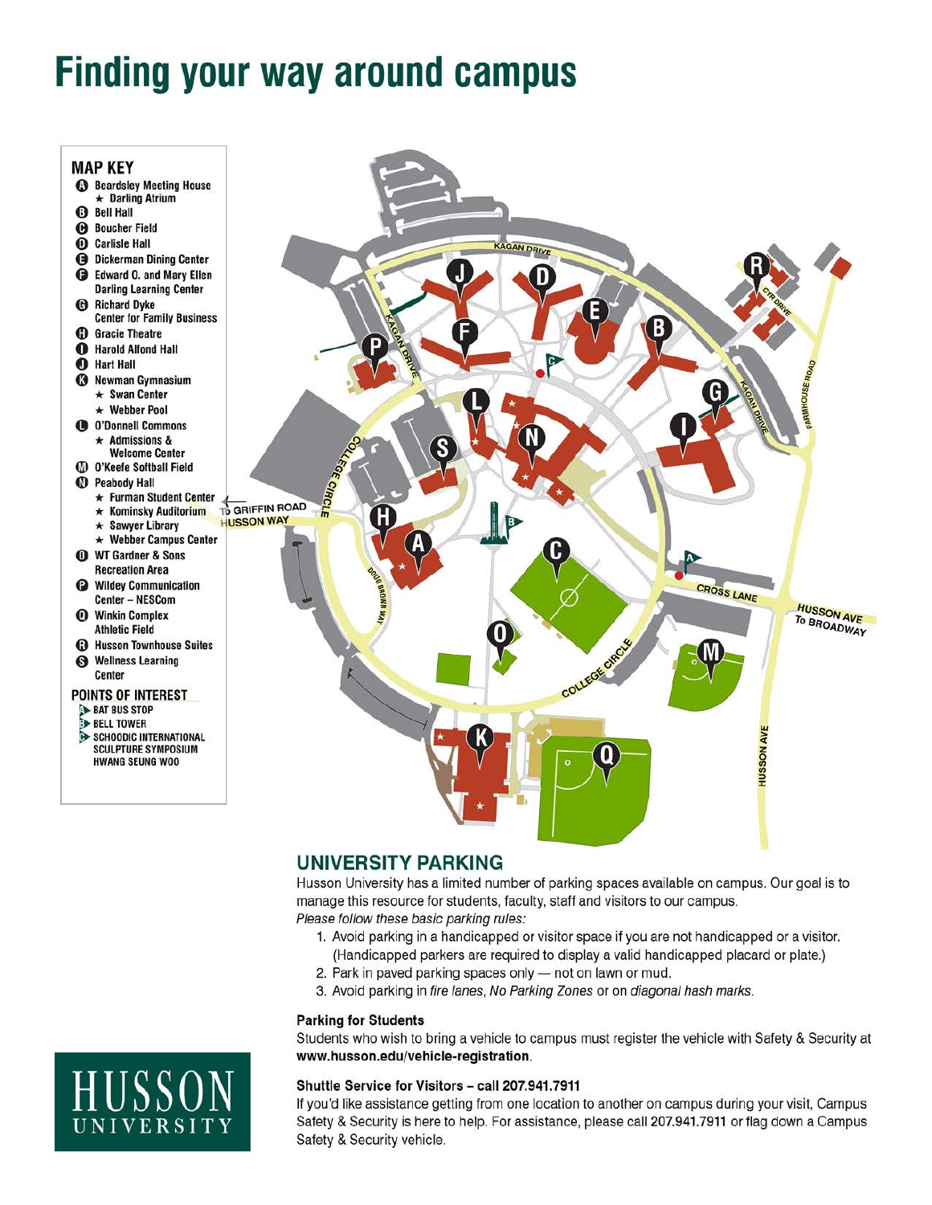# Finding your way around campus

## MAP KEY

- **A** Beardsley Meeting House
  - ★ Darling Atrium
- **B** Bell Hall
- **C** Boucher Field
- **D** Carlisle Hall
- **E** Dickerman Dining Center
- **F** Edward O. and Mary Ellen Darling Learning Center
- **G** Richard Dyke Center for Family Business
- **H** Gracie Theatre
- **I** Harold Alfond Hall
- **J** Hart Hall
- **K** Newman Gymnasium
  - ★ Swan Center
  - ★ Webber Pool
- **L** O'Donnell Commons
  - ★ Admissions & Welcome Center
- **M** O'Keefe Softball Field
- **N** Peabody Hall
  - ★ Furman Student Center
  - ★ Kominsky Auditorium
  - ★ Sawyer Library
  - ★ Webber Campus Center
- **O** WT Gardner & Sons Recreation Area
- **P** Wildey Communication Center – NESCom
- **Q** Winkin Complex Athletic Field
- **R** Husson Townhouse Suites
- **S** Wellness Learning Center

### POINTS OF INTEREST

- **A** BAT BUS STOP
- **B** BELL TOWER
- **C** SCHOODIC INTERNATIONAL SCULPTURE SYMPOSIUM HWANG SEUNG WOO

KAGAN DRIVE
CYR DRIVE
FARMHOUSE ROAD
COLLEGE CIRCLE
To GRIFFIN ROAD
HUSSON WAY
DOUG BROWN WAY
CROSS LANE
HUSSON AVE To BROADWAY
HUSSON AVE

## UNIVERSITY PARKING

Husson University has a limited number of parking spaces available on campus. Our goal is to manage this resource for students, faculty, staff and visitors to our campus.

*Please follow these basic parking rules:*

1. Avoid parking in a handicapped or visitor space if you are not handicapped or a visitor. (Handicapped parkers are required to display a valid handicapped placard or plate.)
2. Park in paved parking spaces only — not on lawn or mud.
3. Avoid parking in *fire lanes, No Parking Zones* or on *diagonal hash marks.*

### Parking for Students

Students who wish to bring a vehicle to campus must register the vehicle with Safety & Security at **www.husson.edu/vehicle-registration**.

### Shuttle Service for Visitors – call 207.941.7911

If you'd like assistance getting from one location to another on campus during your visit, Campus Safety & Security is here to help. For assistance, please call 207.941.7911 or flag down a Campus Safety & Security vehicle.

HUSSON UNIVERSITY